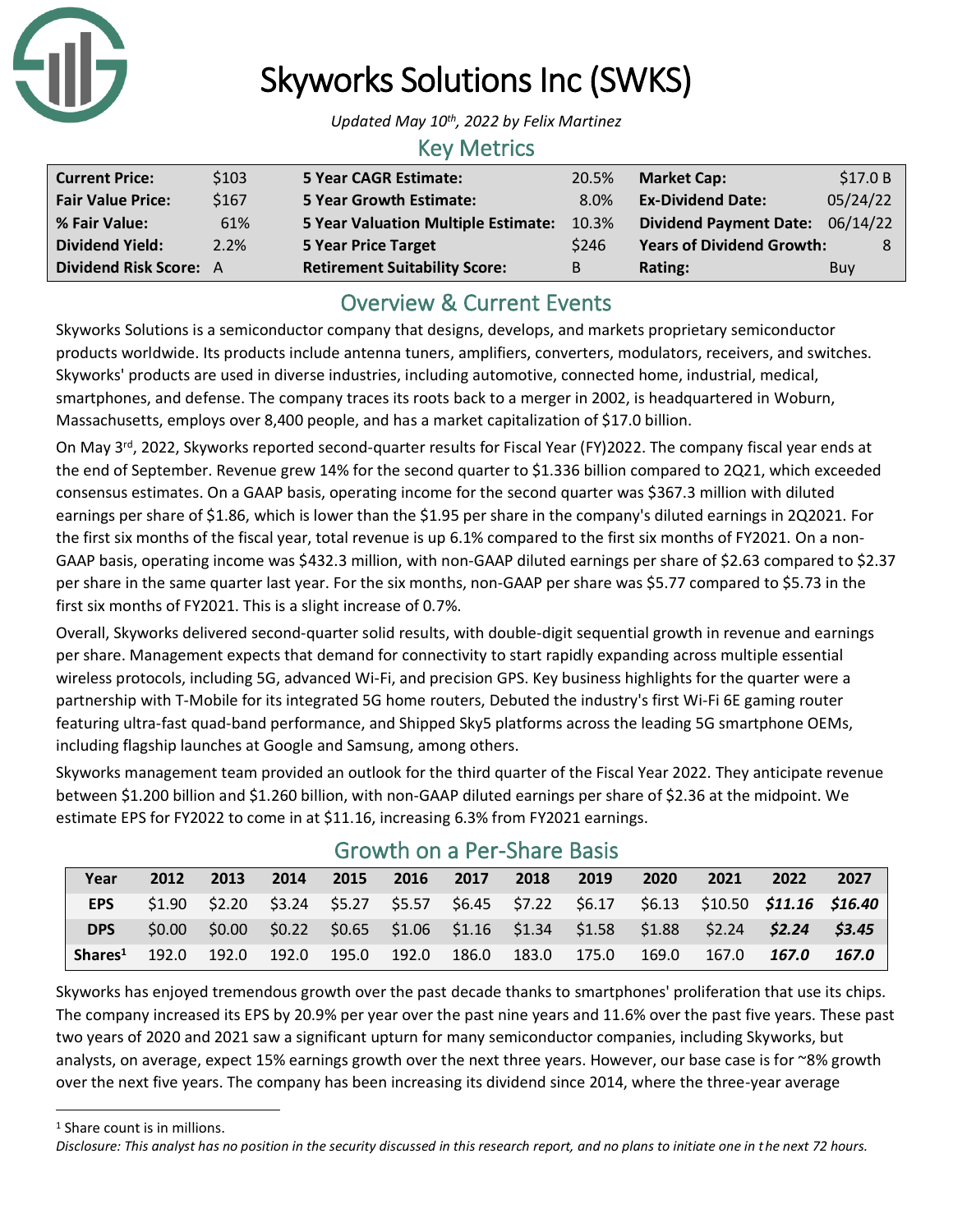# Skyworks Solutions Inc (SWKS)

*Updated May 10th, 2022 by Felix Martinez*

## Key Metrics

| | | | | | |
|---|---|---|---|---|---|
| **Current Price:** | $103 | **5 Year CAGR Estimate:** | 20.5% | **Market Cap:** | $17.0 B |
| **Fair Value Price:** | $167 | **5 Year Growth Estimate:** | 8.0% | **Ex-Dividend Date:** | 05/24/22 |
| **% Fair Value:** | 61% | **5 Year Valuation Multiple Estimate:** | 10.3% | **Dividend Payment Date:** | 06/14/22 |
| **Dividend Yield:** | 2.2% | **5 Year Price Target** | $246 | **Years of Dividend Growth:** | 8 |
| **Dividend Risk Score:** | A | **Retirement Suitability Score:** | B | **Rating:** | Buy |

## Overview & Current Events

Skyworks Solutions is a semiconductor company that designs, develops, and markets proprietary semiconductor products worldwide. Its products include antenna tuners, amplifiers, converters, modulators, receivers, and switches. Skyworks' products are used in diverse industries, including automotive, connected home, industrial, medical, smartphones, and defense. The company traces its roots back to a merger in 2002, is headquartered in Woburn, Massachusetts, employs over 8,400 people, and has a market capitalization of $17.0 billion.

On May 3rd, 2022, Skyworks reported second-quarter results for Fiscal Year (FY)2022. The company fiscal year ends at the end of September. Revenue grew 14% for the second quarter to $1.336 billion compared to 2Q21, which exceeded consensus estimates. On a GAAP basis, operating income for the second quarter was $367.3 million with diluted earnings per share of $1.86, which is lower than the $1.95 per share in the company's diluted earnings in 2Q2021. For the first six months of the fiscal year, total revenue is up 6.1% compared to the first six months of FY2021. On a non-GAAP basis, operating income was $432.3 million, with non-GAAP diluted earnings per share of $2.63 compared to $2.37 per share in the same quarter last year. For the six months, non-GAAP per share was $5.77 compared to $5.73 in the first six months of FY2021. This is a slight increase of 0.7%.

Overall, Skyworks delivered second-quarter solid results, with double-digit sequential growth in revenue and earnings per share. Management expects that demand for connectivity to start rapidly expanding across multiple essential wireless protocols, including 5G, advanced Wi-Fi, and precision GPS. Key business highlights for the quarter were a partnership with T-Mobile for its integrated 5G home routers, Debuted the industry's first Wi-Fi 6E gaming router featuring ultra-fast quad-band performance, and Shipped Sky5 platforms across the leading 5G smartphone OEMs, including flagship launches at Google and Samsung, among others.

Skyworks management team provided an outlook for the third quarter of the Fiscal Year 2022. They anticipate revenue between $1.200 billion and $1.260 billion, with non-GAAP diluted earnings per share of $2.36 at the midpoint. We estimate EPS for FY2022 to come in at $11.16, increasing 6.3% from FY2021 earnings.

## Growth on a Per-Share Basis

| Year | 2012 | 2013 | 2014 | 2015 | 2016 | 2017 | 2018 | 2019 | 2020 | 2021 | 2022 | 2027 |
|---|---|---|---|---|---|---|---|---|---|---|---|---|
| **EPS** | $1.90 | $2.20 | $3.24 | $5.27 | $5.57 | $6.45 | $7.22 | $6.17 | $6.13 | $10.50 | ***$11.16*** | ***$16.40*** |
| **DPS** | $0.00 | $0.00 | $0.22 | $0.65 | $1.06 | $1.16 | $1.34 | $1.58 | $1.88 | $2.24 | ***$2.24*** | ***$3.45*** |
| **Shares[1]** | 192.0 | 192.0 | 192.0 | 195.0 | 192.0 | 186.0 | 183.0 | 175.0 | 169.0 | 167.0 | ***167.0*** | ***167.0*** |

Skyworks has enjoyed tremendous growth over the past decade thanks to smartphones' proliferation that use its chips. The company increased its EPS by 20.9% per year over the past nine years and 11.6% over the past five years. These past two years of 2020 and 2021 saw a significant upturn for many semiconductor companies, including Skyworks, but analysts, on average, expect 15% earnings growth over the next three years. However, our base case is for ~8% growth over the next five years. The company has been increasing its dividend since 2014, where the three-year average

[1] Share count is in millions.

*Disclosure: This analyst has no position in the security discussed in this research report, and no plans to initiate one in the next 72 hours.*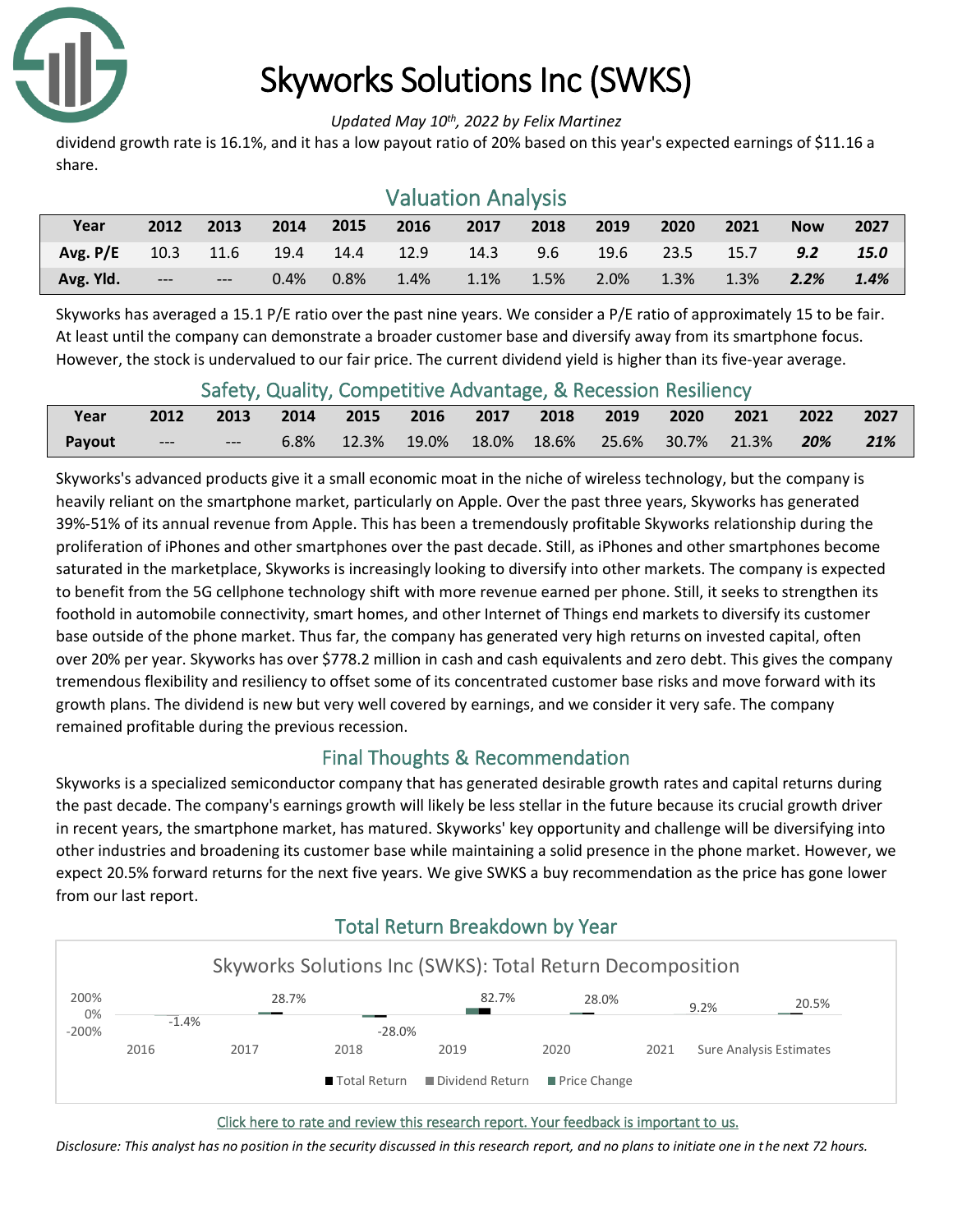# Skyworks Solutions Inc (SWKS)

*Updated May 10th, 2022 by Felix Martinez*

dividend growth rate is 16.1%, and it has a low payout ratio of 20% based on this year's expected earnings of $11.16 a share.

## Valuation Analysis

| Year | 2012 | 2013 | 2014 | 2015 | 2016 | 2017 | 2018 | 2019 | 2020 | 2021 | Now | 2027 |
|---|---|---|---|---|---|---|---|---|---|---|---|---|
| Avg. P/E | 10.3 | 11.6 | 19.4 | 14.4 | 12.9 | 14.3 | 9.6 | 19.6 | 23.5 | 15.7 | ***9.2*** | ***15.0*** |
| Avg. Yld. | --- | --- | 0.4% | 0.8% | 1.4% | 1.1% | 1.5% | 2.0% | 1.3% | 1.3% | ***2.2%*** | ***1.4%*** |

Skyworks has averaged a 15.1 P/E ratio over the past nine years. We consider a P/E ratio of approximately 15 to be fair. At least until the company can demonstrate a broader customer base and diversify away from its smartphone focus. However, the stock is undervalued to our fair price. The current dividend yield is higher than its five-year average.

## Safety, Quality, Competitive Advantage, & Recession Resiliency

| Year | 2012 | 2013 | 2014 | 2015 | 2016 | 2017 | 2018 | 2019 | 2020 | 2021 | 2022 | 2027 |
|---|---|---|---|---|---|---|---|---|---|---|---|---|
| Payout | --- | --- | 6.8% | 12.3% | 19.0% | 18.0% | 18.6% | 25.6% | 30.7% | 21.3% | ***20%*** | ***21%*** |

Skyworks's advanced products give it a small economic moat in the niche of wireless technology, but the company is heavily reliant on the smartphone market, particularly on Apple. Over the past three years, Skyworks has generated 39%-51% of its annual revenue from Apple. This has been a tremendously profitable Skyworks relationship during the proliferation of iPhones and other smartphones over the past decade. Still, as iPhones and other smartphones become saturated in the marketplace, Skyworks is increasingly looking to diversify into other markets. The company is expected to benefit from the 5G cellphone technology shift with more revenue earned per phone. Still, it seeks to strengthen its foothold in automobile connectivity, smart homes, and other Internet of Things end markets to diversify its customer base outside of the phone market. Thus far, the company has generated very high returns on invested capital, often over 20% per year. Skyworks has over $778.2 million in cash and cash equivalents and zero debt. This gives the company tremendous flexibility and resiliency to offset some of its concentrated customer base risks and move forward with its growth plans. The dividend is new but very well covered by earnings, and we consider it very safe. The company remained profitable during the previous recession.

## Final Thoughts & Recommendation

Skyworks is a specialized semiconductor company that has generated desirable growth rates and capital returns during the past decade. The company's earnings growth will likely be less stellar in the future because its crucial growth driver in recent years, the smartphone market, has matured. Skyworks' key opportunity and challenge will be diversifying into other industries and broadening its customer base while maintaining a solid presence in the phone market. However, we expect 20.5% forward returns for the next five years. We give SWKS a buy recommendation as the price has gone lower from our last report.

## Total Return Breakdown by Year

Skyworks Solutions Inc (SWKS): Total Return Decomposition

| | 2016 | 2017 | 2018 | 2019 | 2020 | 2021 | Sure Analysis Estimates |
|---|---|---|---|---|---|---|---|
| Total Return | -1.4% | 28.7% | -28.0% | 82.7% | 28.0% | 9.2% | 20.5% |

Legend: Total Return, Dividend Return, Price Change

[Click here to rate and review this research report. Your feedback is important to us.](#)

*Disclosure: This analyst has no position in the security discussed in this research report, and no plans to initiate one in the next 72 hours.*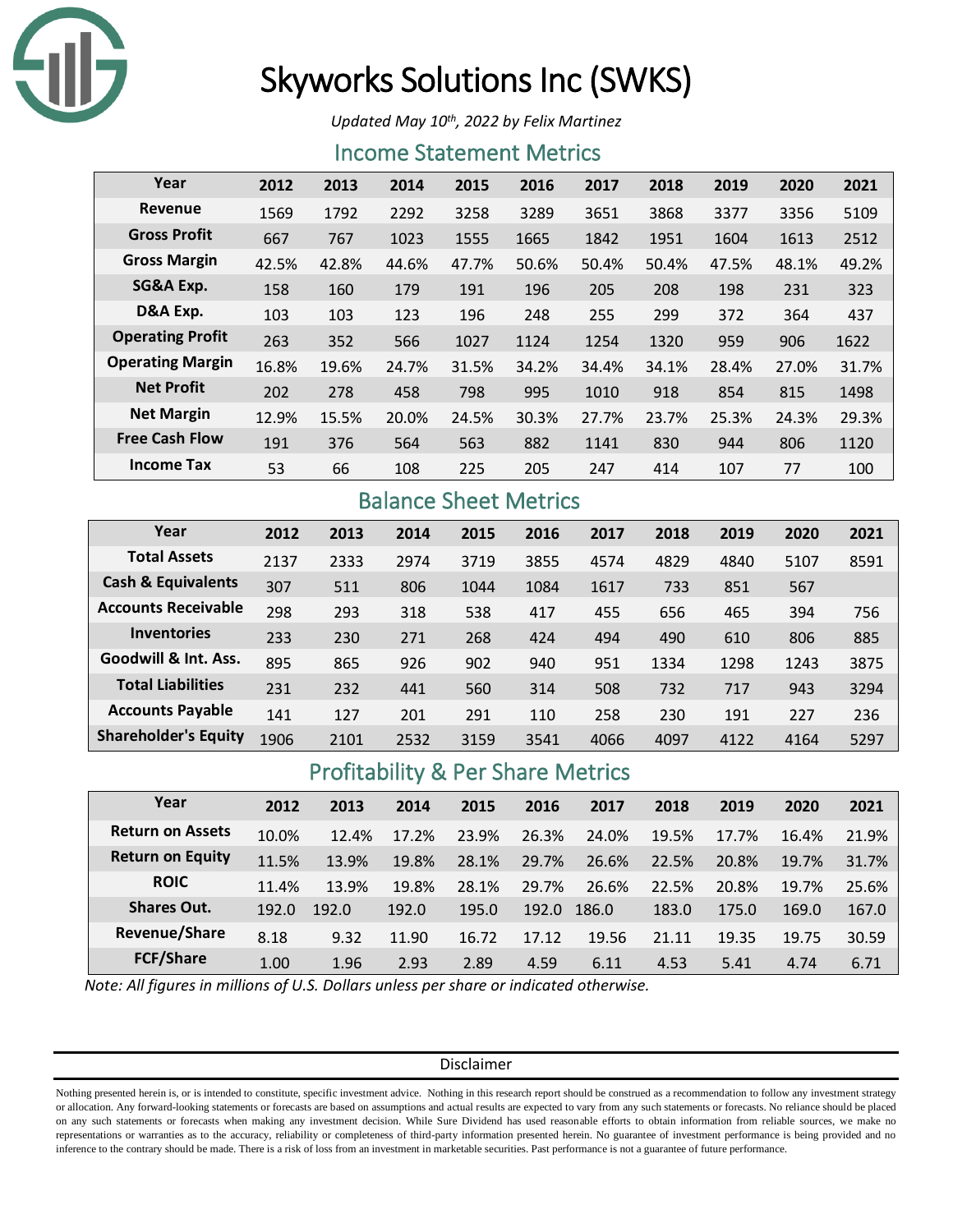# Skyworks Solutions Inc (SWKS)

*Updated May 10th, 2022 by Felix Martinez*

## Income Statement Metrics

| Year | 2012 | 2013 | 2014 | 2015 | 2016 | 2017 | 2018 | 2019 | 2020 | 2021 |
|---|---|---|---|---|---|---|---|---|---|---|
| Revenue | 1569 | 1792 | 2292 | 3258 | 3289 | 3651 | 3868 | 3377 | 3356 | 5109 |
| Gross Profit | 667 | 767 | 1023 | 1555 | 1665 | 1842 | 1951 | 1604 | 1613 | 2512 |
| Gross Margin | 42.5% | 42.8% | 44.6% | 47.7% | 50.6% | 50.4% | 50.4% | 47.5% | 48.1% | 49.2% |
| SG&A Exp. | 158 | 160 | 179 | 191 | 196 | 205 | 208 | 198 | 231 | 323 |
| D&A Exp. | 103 | 103 | 123 | 196 | 248 | 255 | 299 | 372 | 364 | 437 |
| Operating Profit | 263 | 352 | 566 | 1027 | 1124 | 1254 | 1320 | 959 | 906 | 1622 |
| Operating Margin | 16.8% | 19.6% | 24.7% | 31.5% | 34.2% | 34.4% | 34.1% | 28.4% | 27.0% | 31.7% |
| Net Profit | 202 | 278 | 458 | 798 | 995 | 1010 | 918 | 854 | 815 | 1498 |
| Net Margin | 12.9% | 15.5% | 20.0% | 24.5% | 30.3% | 27.7% | 23.7% | 25.3% | 24.3% | 29.3% |
| Free Cash Flow | 191 | 376 | 564 | 563 | 882 | 1141 | 830 | 944 | 806 | 1120 |
| Income Tax | 53 | 66 | 108 | 225 | 205 | 247 | 414 | 107 | 77 | 100 |

## Balance Sheet Metrics

| Year | 2012 | 2013 | 2014 | 2015 | 2016 | 2017 | 2018 | 2019 | 2020 | 2021 |
|---|---|---|---|---|---|---|---|---|---|---|
| Total Assets | 2137 | 2333 | 2974 | 3719 | 3855 | 4574 | 4829 | 4840 | 5107 | 8591 |
| Cash & Equivalents | 307 | 511 | 806 | 1044 | 1084 | 1617 | 733 | 851 | 567 | |
| Accounts Receivable | 298 | 293 | 318 | 538 | 417 | 455 | 656 | 465 | 394 | 756 |
| Inventories | 233 | 230 | 271 | 268 | 424 | 494 | 490 | 610 | 806 | 885 |
| Goodwill & Int. Ass. | 895 | 865 | 926 | 902 | 940 | 951 | 1334 | 1298 | 1243 | 3875 |
| Total Liabilities | 231 | 232 | 441 | 560 | 314 | 508 | 732 | 717 | 943 | 3294 |
| Accounts Payable | 141 | 127 | 201 | 291 | 110 | 258 | 230 | 191 | 227 | 236 |
| Shareholder's Equity | 1906 | 2101 | 2532 | 3159 | 3541 | 4066 | 4097 | 4122 | 4164 | 5297 |

## Profitability & Per Share Metrics

| Year | 2012 | 2013 | 2014 | 2015 | 2016 | 2017 | 2018 | 2019 | 2020 | 2021 |
|---|---|---|---|---|---|---|---|---|---|---|
| Return on Assets | 10.0% | 12.4% | 17.2% | 23.9% | 26.3% | 24.0% | 19.5% | 17.7% | 16.4% | 21.9% |
| Return on Equity | 11.5% | 13.9% | 19.8% | 28.1% | 29.7% | 26.6% | 22.5% | 20.8% | 19.7% | 31.7% |
| ROIC | 11.4% | 13.9% | 19.8% | 28.1% | 29.7% | 26.6% | 22.5% | 20.8% | 19.7% | 25.6% |
| Shares Out. | 192.0 | 192.0 | 192.0 | 195.0 | 192.0 | 186.0 | 183.0 | 175.0 | 169.0 | 167.0 |
| Revenue/Share | 8.18 | 9.32 | 11.90 | 16.72 | 17.12 | 19.56 | 21.11 | 19.35 | 19.75 | 30.59 |
| FCF/Share | 1.00 | 1.96 | 2.93 | 2.89 | 4.59 | 6.11 | 4.53 | 5.41 | 4.74 | 6.71 |

*Note: All figures in millions of U.S. Dollars unless per share or indicated otherwise.*

---

Disclaimer

Nothing presented herein is, or is intended to constitute, specific investment advice. Nothing in this research report should be construed as a recommendation to follow any investment strategy or allocation. Any forward-looking statements or forecasts are based on assumptions and actual results are expected to vary from any such statements or forecasts. No reliance should be placed on any such statements or forecasts when making any investment decision. While Sure Dividend has used reasonable efforts to obtain information from reliable sources, we make no representations or warranties as to the accuracy, reliability or completeness of third-party information presented herein. No guarantee of investment performance is being provided and no inference to the contrary should be made. There is a risk of loss from an investment in marketable securities. Past performance is not a guarantee of future performance.